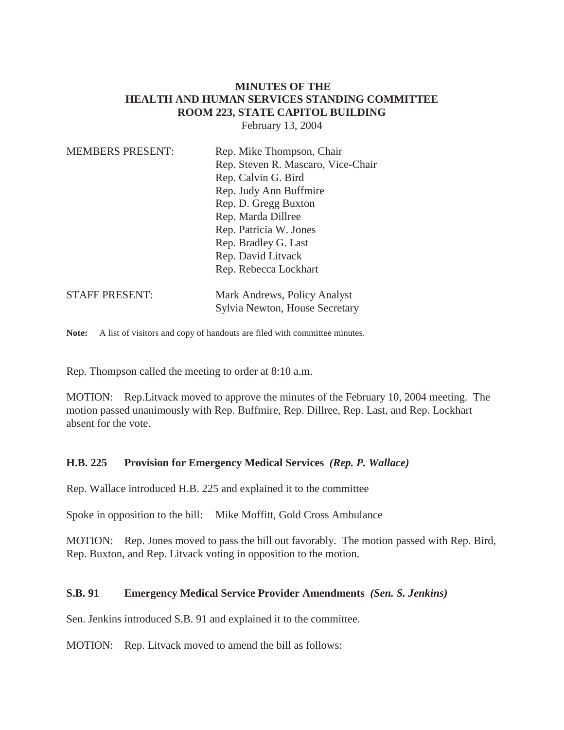**MINUTES OF THE**
**HEALTH AND HUMAN SERVICES STANDING COMMITTEE**
**ROOM 223, STATE CAPITOL BUILDING**
February 13, 2004

MEMBERS PRESENT: Rep. Mike Thompson, Chair
Rep. Steven R. Mascaro, Vice-Chair
Rep. Calvin G. Bird
Rep. Judy Ann Buffmire
Rep. D. Gregg Buxton
Rep. Marda Dillree
Rep. Patricia W. Jones
Rep. Bradley G. Last
Rep. David Litvack
Rep. Rebecca Lockhart

STAFF PRESENT: Mark Andrews, Policy Analyst
Sylvia Newton, House Secretary

**Note:** A list of visitors and copy of handouts are filed with committee minutes.

Rep. Thompson called the meeting to order at 8:10 a.m.

MOTION: Rep.Litvack moved to approve the minutes of the February 10, 2004 meeting. The motion passed unanimously with Rep. Buffmire, Rep. Dillree, Rep. Last, and Rep. Lockhart absent for the vote.

**H.B. 225 Provision for Emergency Medical Services *(Rep. P. Wallace)***

Rep. Wallace introduced H.B. 225 and explained it to the committee

Spoke in opposition to the bill: Mike Moffitt, Gold Cross Ambulance

MOTION: Rep. Jones moved to pass the bill out favorably. The motion passed with Rep. Bird, Rep. Buxton, and Rep. Litvack voting in opposition to the motion.

**S.B. 91 Emergency Medical Service Provider Amendments *(Sen. S. Jenkins)***

Sen. Jenkins introduced S.B. 91 and explained it to the committee.

MOTION: Rep. Litvack moved to amend the bill as follows: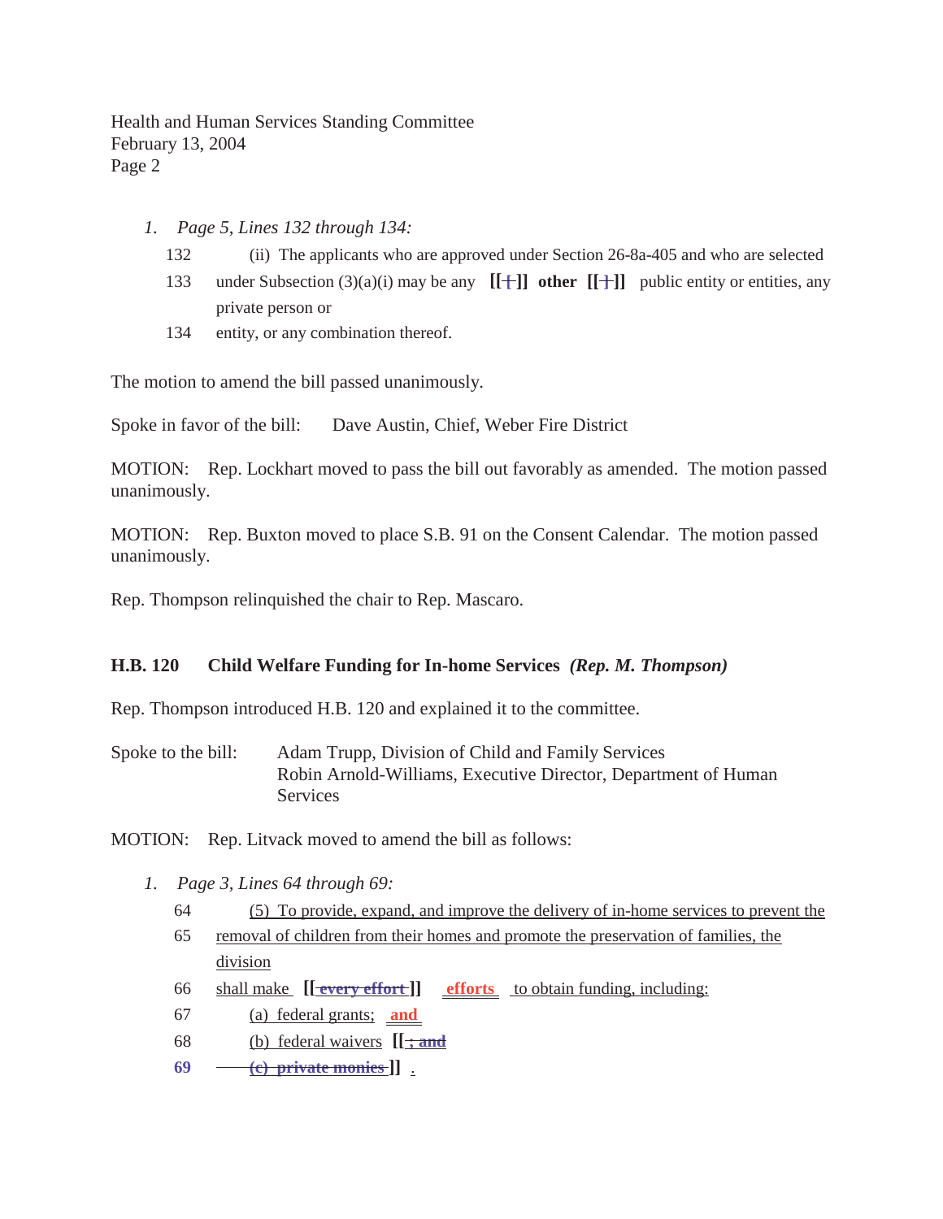Health and Human Services Standing Committee
February 13, 2004

1. *Page 5, Lines 132 through 134:*

132 (ii) The applicants who are approved under Section 26-8a-405 and who are selected

133 under Subsection (3)(a)(i) may be any **[[~~,~~]] other [[~~,~~]]** public entity or entities, any private person or

134 entity, or any combination thereof.

The motion to amend the bill passed unanimously.

Spoke in favor of the bill: Dave Austin, Chief, Weber Fire District

MOTION: Rep. Lockhart moved to pass the bill out favorably as amended. The motion passed unanimously.

MOTION: Rep. Buxton moved to place S.B. 91 on the Consent Calendar. The motion passed unanimously.

Rep. Thompson relinquished the chair to Rep. Mascaro.

**H.B. 120 Child Welfare Funding for In-home Services *(Rep. M. Thompson)***

Rep. Thompson introduced H.B. 120 and explained it to the committee.

Spoke to the bill: Adam Trupp, Division of Child and Family Services
Robin Arnold-Williams, Executive Director, Department of Human Services

MOTION: Rep. Litvack moved to amend the bill as follows:

1. *Page 3, Lines 64 through 69:*

64 (5) To provide, expand, and improve the delivery of in-home services to prevent the

65 removal of children from their homes and promote the preservation of families, the division

66 shall make **[[~~every effort~~]]** **efforts** to obtain funding, including:

67 (a) federal grants; **and**

68 (b) federal waivers **[[~~; and~~**

69 **~~(c) private monies~~ ]]** .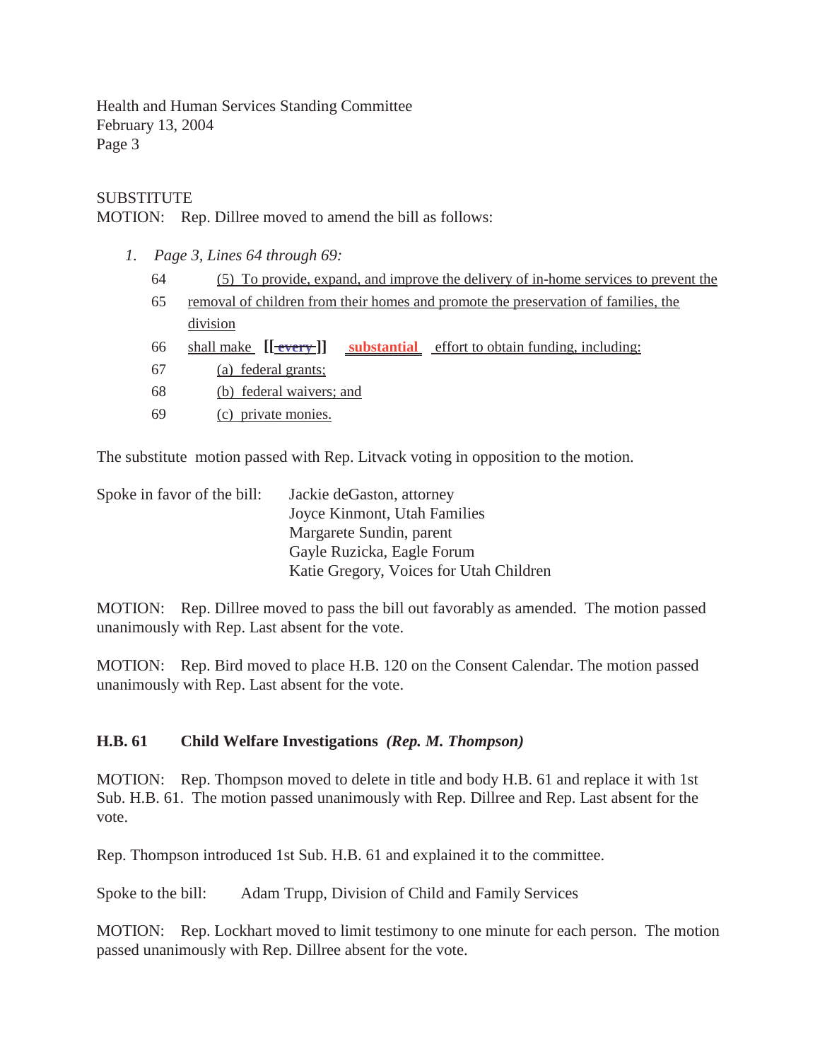SUBSTITUTE
MOTION: Rep. Dillree moved to amend the bill as follows:

1. *Page 3, Lines 64 through 69:*

64 (5) To provide, expand, and improve the delivery of in-home services to prevent the
65 removal of children from their homes and promote the preservation of families, the division
66 shall make [[~~every~~]] **substantial** effort to obtain funding, including:
67 (a) federal grants;
68 (b) federal waivers; and
69 (c) private monies.

The substitute motion passed with Rep. Litvack voting in opposition to the motion.

Spoke in favor of the bill: Jackie deGaston, attorney
Joyce Kinmont, Utah Families
Margarete Sundin, parent
Gayle Ruzicka, Eagle Forum
Katie Gregory, Voices for Utah Children

MOTION: Rep. Dillree moved to pass the bill out favorably as amended. The motion passed unanimously with Rep. Last absent for the vote.

MOTION: Rep. Bird moved to place H.B. 120 on the Consent Calendar. The motion passed unanimously with Rep. Last absent for the vote.

**H.B. 61 Child Welfare Investigations** ***(Rep. M. Thompson)***

MOTION: Rep. Thompson moved to delete in title and body H.B. 61 and replace it with 1st Sub. H.B. 61. The motion passed unanimously with Rep. Dillree and Rep. Last absent for the vote.

Rep. Thompson introduced 1st Sub. H.B. 61 and explained it to the committee.

Spoke to the bill: Adam Trupp, Division of Child and Family Services

MOTION: Rep. Lockhart moved to limit testimony to one minute for each person. The motion passed unanimously with Rep. Dillree absent for the vote.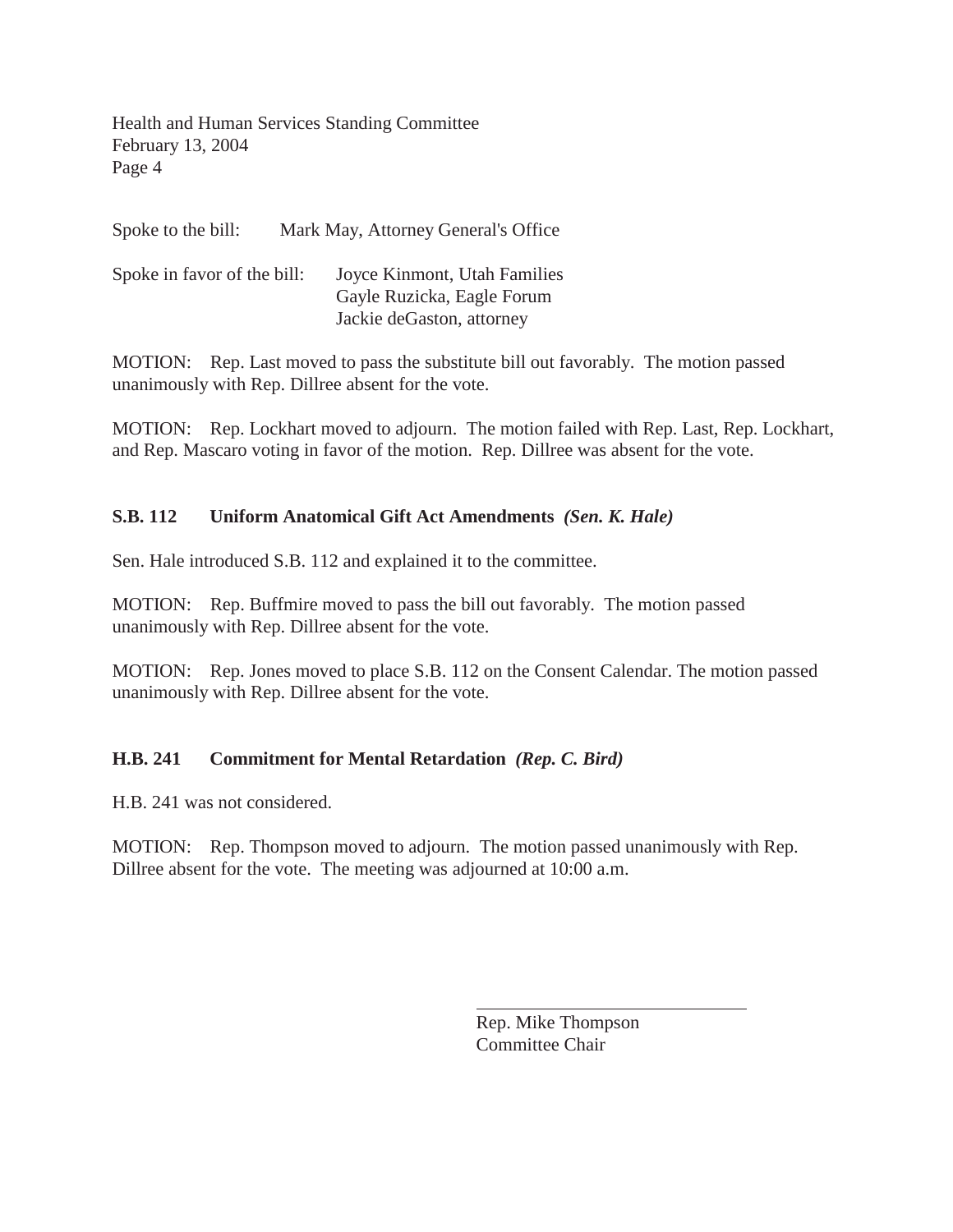Spoke to the bill: Mark May, Attorney General's Office

Spoke in favor of the bill: Joyce Kinmont, Utah Families
Gayle Ruzicka, Eagle Forum
Jackie deGaston, attorney

MOTION: Rep. Last moved to pass the substitute bill out favorably. The motion passed unanimously with Rep. Dillree absent for the vote.

MOTION: Rep. Lockhart moved to adjourn. The motion failed with Rep. Last, Rep. Lockhart, and Rep. Mascaro voting in favor of the motion. Rep. Dillree was absent for the vote.

**S.B. 112 Uniform Anatomical Gift Act Amendments** ***(Sen. K. Hale)***

Sen. Hale introduced S.B. 112 and explained it to the committee.

MOTION: Rep. Buffmire moved to pass the bill out favorably. The motion passed unanimously with Rep. Dillree absent for the vote.

MOTION: Rep. Jones moved to place S.B. 112 on the Consent Calendar. The motion passed unanimously with Rep. Dillree absent for the vote.

**H.B. 241 Commitment for Mental Retardation** ***(Rep. C. Bird)***

H.B. 241 was not considered.

MOTION: Rep. Thompson moved to adjourn. The motion passed unanimously with Rep. Dillree absent for the vote. The meeting was adjourned at 10:00 a.m.

Rep. Mike Thompson
Committee Chair